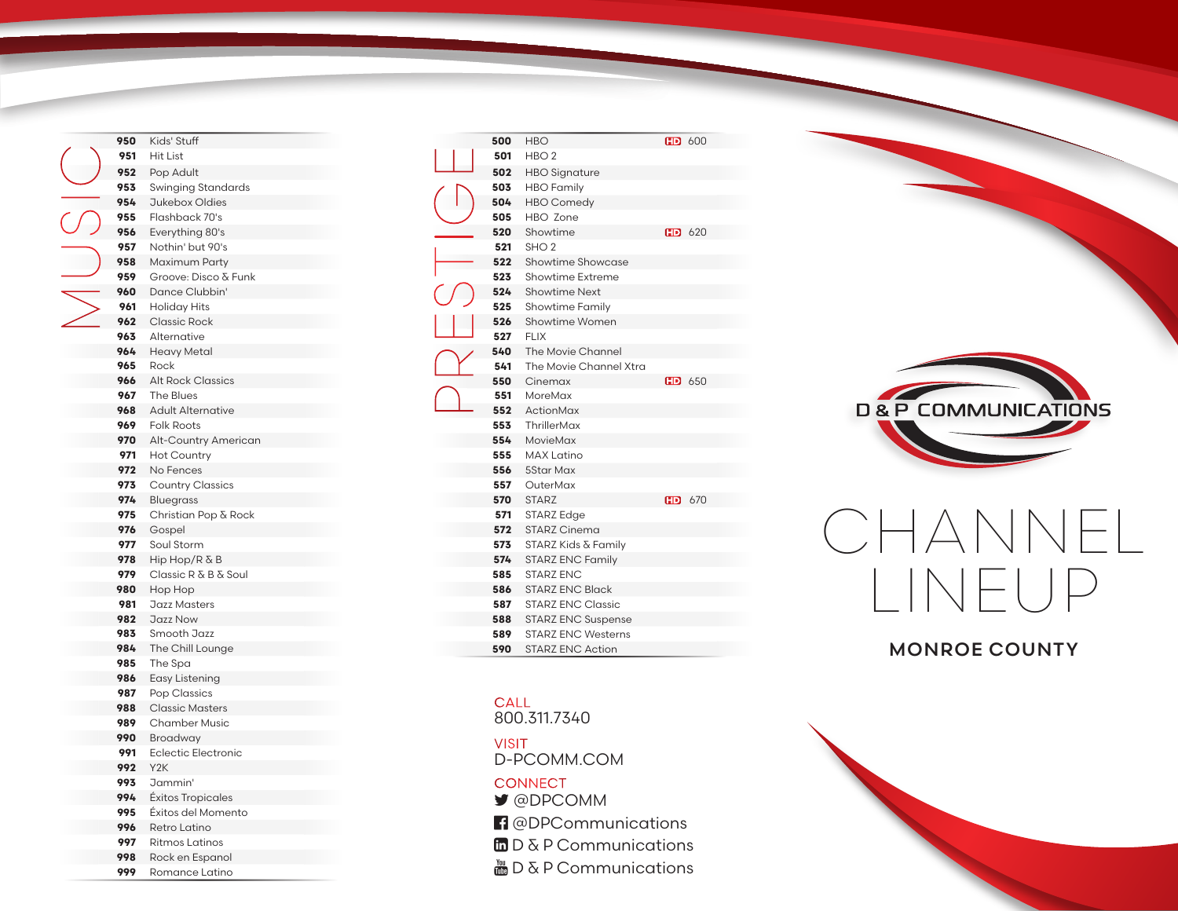# MUSIC

| Channel | Name |
|---|---|
| 950 | Kids' Stuff |
| 951 | Hit List |
| 952 | Pop Adult |
| 953 | Swinging Standards |
| 954 | Jukebox Oldies |
| 955 | Flashback 70's |
| 956 | Everything 80's |
| 957 | Nothin' but 90's |
| 958 | Maximum Party |
| 959 | Groove: Disco & Funk |
| 960 | Dance Clubbin' |
| 961 | Holiday Hits |
| 962 | Classic Rock |
| 963 | Alternative |
| 964 | Heavy Metal |
| 965 | Rock |
| 966 | Alt Rock Classics |
| 967 | The Blues |
| 968 | Adult Alternative |
| 969 | Folk Roots |
| 970 | Alt-Country American |
| 971 | Hot Country |
| 972 | No Fences |
| 973 | Country Classics |
| 974 | Bluegrass |
| 975 | Christian Pop & Rock |
| 976 | Gospel |
| 977 | Soul Storm |
| 978 | Hip Hop/R & B |
| 979 | Classic R & B & Soul |
| 980 | Hop Hop |
| 981 | Jazz Masters |
| 982 | Jazz Now |
| 983 | Smooth Jazz |
| 984 | The Chill Lounge |
| 985 | The Spa |
| 986 | Easy Listening |
| 987 | Pop Classics |
| 988 | Classic Masters |
| 989 | Chamber Music |
| 990 | Broadway |
| 991 | Eclectic Electronic |
| 992 | Y2K |
| 993 | Jammin' |
| 994 | Éxitos Tropicales |
| 995 | Éxitos del Momento |
| 996 | Retro Latino |
| 997 | Ritmos Latinos |
| 998 | Rock en Espanol |
| 999 | Romance Latino |

# PRESTIGE

| Channel | Name | HD |
|---|---|---|
| 500 | HBO | HD 600 |
| 501 | HBO 2 | |
| 502 | HBO Signature | |
| 503 | HBO Family | |
| 504 | HBO Comedy | |
| 505 | HBO Zone | |
| 520 | Showtime | HD 620 |
| 521 | SHO 2 | |
| 522 | Showtime Showcase | |
| 523 | Showtime Extreme | |
| 524 | Showtime Next | |
| 525 | Showtime Family | |
| 526 | Showtime Women | |
| 527 | FLIX | |
| 540 | The Movie Channel | |
| 541 | The Movie Channel Xtra | |
| 550 | Cinemax | HD 650 |
| 551 | MoreMax | |
| 552 | ActionMax | |
| 553 | ThrillerMax | |
| 554 | MovieMax | |
| 555 | MAX Latino | |
| 556 | 5Star Max | |
| 557 | OuterMax | |
| 570 | STARZ | HD 670 |
| 571 | STARZ Edge | |
| 572 | STARZ Cinema | |
| 573 | STARZ Kids & Family | |
| 574 | STARZ ENC Family | |
| 585 | STARZ ENC | |
| 586 | STARZ ENC Black | |
| 587 | STARZ ENC Classic | |
| 588 | STARZ ENC Suspense | |
| 589 | STARZ ENC Westerns | |
| 590 | STARZ ENC Action | |

CALL
800.311.7340

VISIT
D-PCOMM.COM

CONNECT
@DPCOMM
@DPCommunications
D & P Communications
D & P Communications

D & P COMMUNICATIONS

# CHANNEL LINEUP

## MONROE COUNTY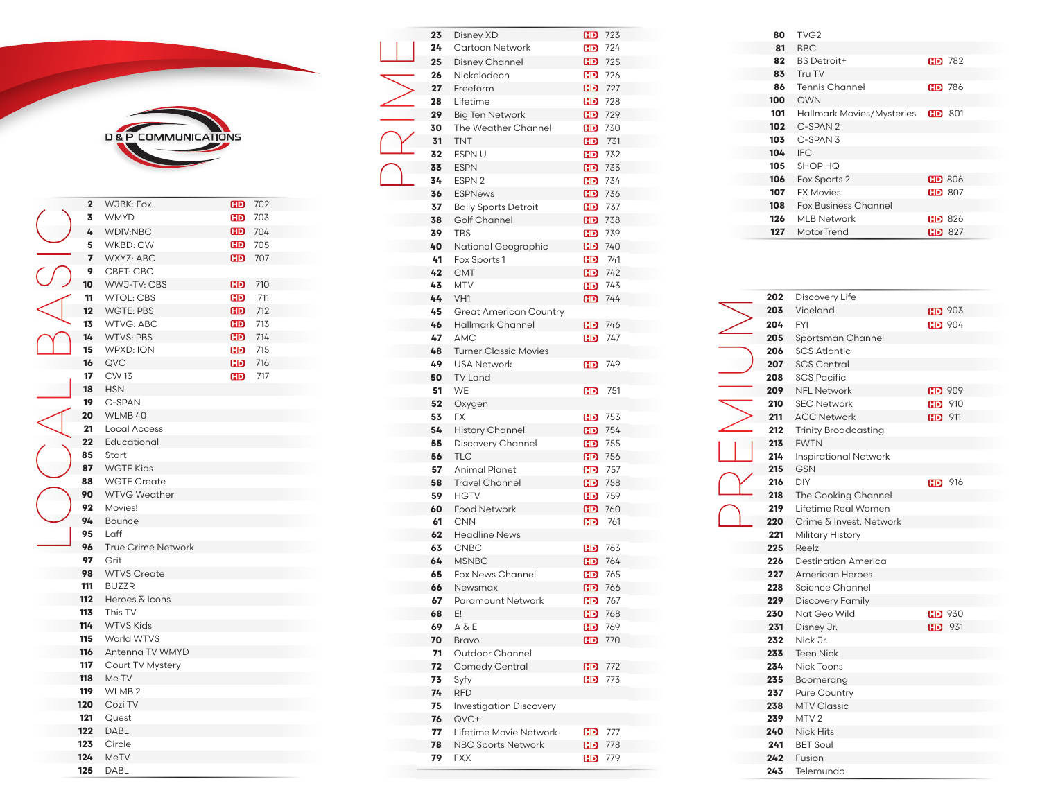D & P COMMUNICATIONS

## LOCAL BASIC

| | | | |
|---|---|---|---|
| 2 | WJBK: Fox | HD | 702 |
| 3 | WMYD | HD | 703 |
| 4 | WDIV:NBC | HD | 704 |
| 5 | WKBD: CW | HD | 705 |
| 7 | WXYZ: ABC | HD | 707 |
| 9 | CBET: CBC | | |
| 10 | WWJ-TV: CBS | HD | 710 |
| 11 | WTOL: CBS | HD | 711 |
| 12 | WGTE: PBS | HD | 712 |
| 13 | WTVG: ABC | HD | 713 |
| 14 | WTVS: PBS | HD | 714 |
| 15 | WPXD: ION | HD | 715 |
| 16 | QVC | HD | 716 |
| 17 | CW 13 | HD | 717 |
| 18 | HSN | | |
| 19 | C-SPAN | | |
| 20 | WLMB 40 | | |
| 21 | Local Access | | |
| 22 | Educational | | |
| 85 | Start | | |
| 87 | WGTE Kids | | |
| 88 | WGTE Create | | |
| 90 | WTVG Weather | | |
| 92 | Movies! | | |
| 94 | Bounce | | |
| 95 | Laff | | |
| 96 | True Crime Network | | |
| 97 | Grit | | |
| 98 | WTVS Create | | |
| 111 | BUZZR | | |
| 112 | Heroes & Icons | | |
| 113 | This TV | | |
| 114 | WTVS Kids | | |
| 115 | World WTVS | | |
| 116 | Antenna TV WMYD | | |
| 117 | Court TV Mystery | | |
| 118 | Me TV | | |
| 119 | WLMB 2 | | |
| 120 | Cozi TV | | |
| 121 | Quest | | |
| 122 | DABL | | |
| 123 | Circle | | |
| 124 | MeTV | | |
| 125 | DABL | | |

## PRIME

| | | | |
|---|---|---|---|
| 23 | Disney XD | HD | 723 |
| 24 | Cartoon Network | HD | 724 |
| 25 | Disney Channel | HD | 725 |
| 26 | Nickelodeon | HD | 726 |
| 27 | Freeform | HD | 727 |
| 28 | Lifetime | HD | 728 |
| 29 | Big Ten Network | HD | 729 |
| 30 | The Weather Channel | HD | 730 |
| 31 | TNT | HD | 731 |
| 32 | ESPN U | HD | 732 |
| 33 | ESPN | HD | 733 |
| 34 | ESPN 2 | HD | 734 |
| 36 | ESPNews | HD | 736 |
| 37 | Bally Sports Detroit | HD | 737 |
| 38 | Golf Channel | HD | 738 |
| 39 | TBS | HD | 739 |
| 40 | National Geographic | HD | 740 |
| 41 | Fox Sports 1 | HD | 741 |
| 42 | CMT | HD | 742 |
| 43 | MTV | HD | 743 |
| 44 | VH1 | HD | 744 |
| 45 | Great American Country | | |
| 46 | Hallmark Channel | HD | 746 |
| 47 | AMC | HD | 747 |
| 48 | Turner Classic Movies | | |
| 49 | USA Network | HD | 749 |
| 50 | TV Land | | |
| 51 | WE | HD | 751 |
| 52 | Oxygen | | |
| 53 | FX | HD | 753 |
| 54 | History Channel | HD | 754 |
| 55 | Discovery Channel | HD | 755 |
| 56 | TLC | HD | 756 |
| 57 | Animal Planet | HD | 757 |
| 58 | Travel Channel | HD | 758 |
| 59 | HGTV | HD | 759 |
| 60 | Food Network | HD | 760 |
| 61 | CNN | HD | 761 |
| 62 | Headline News | | |
| 63 | CNBC | HD | 763 |
| 64 | MSNBC | HD | 764 |
| 65 | Fox News Channel | HD | 765 |
| 66 | Newsmax | HD | 766 |
| 67 | Paramount Network | HD | 767 |
| 68 | E! | HD | 768 |
| 69 | A & E | HD | 769 |
| 70 | Bravo | HD | 770 |
| 71 | Outdoor Channel | | |
| 72 | Comedy Central | HD | 772 |
| 73 | Syfy | HD | 773 |
| 74 | RFD | | |
| 75 | Investigation Discovery | | |
| 76 | QVC+ | | |
| 77 | Lifetime Movie Network | HD | 777 |
| 78 | NBC Sports Network | HD | 778 |
| 79 | FXX | HD | 779 |
| 80 | TVG2 | | |
| 81 | BBC | | |
| 82 | BS Detroit+ | HD | 782 |
| 83 | Tru TV | | |
| 86 | Tennis Channel | HD | 786 |
| 100 | OWN | | |
| 101 | Hallmark Movies/Mysteries | HD | 801 |
| 102 | C-SPAN 2 | | |
| 103 | C-SPAN 3 | | |
| 104 | IFC | | |
| 105 | SHOP HQ | | |
| 106 | Fox Sports 2 | HD | 806 |
| 107 | FX Movies | HD | 807 |
| 108 | Fox Business Channel | | |
| 126 | MLB Network | HD | 826 |
| 127 | MotorTrend | HD | 827 |

## PREMIUM

| | | | |
|---|---|---|---|
| 202 | Discovery Life | | |
| 203 | Viceland | HD | 903 |
| 204 | FYI | HD | 904 |
| 205 | Sportsman Channel | | |
| 206 | SCS Atlantic | | |
| 207 | SCS Central | | |
| 208 | SCS Pacific | | |
| 209 | NFL Network | HD | 909 |
| 210 | SEC Network | HD | 910 |
| 211 | ACC Network | HD | 911 |
| 212 | Trinity Broadcasting | | |
| 213 | EWTN | | |
| 214 | Inspirational Network | | |
| 215 | GSN | | |
| 216 | DIY | HD | 916 |
| 218 | The Cooking Channel | | |
| 219 | Lifetime Real Women | | |
| 220 | Crime & Invest. Network | | |
| 221 | Military History | | |
| 225 | Reelz | | |
| 226 | Destination America | | |
| 227 | American Heroes | | |
| 228 | Science Channel | | |
| 229 | Discovery Family | | |
| 230 | Nat Geo Wild | HD | 930 |
| 231 | Disney Jr. | HD | 931 |
| 232 | Nick Jr. | | |
| 233 | Teen Nick | | |
| 234 | Nick Toons | | |
| 235 | Boomerang | | |
| 237 | Pure Country | | |
| 238 | MTV Classic | | |
| 239 | MTV 2 | | |
| 240 | Nick Hits | | |
| 241 | BET Soul | | |
| 242 | Fusion | | |
| 243 | Telemundo | | |